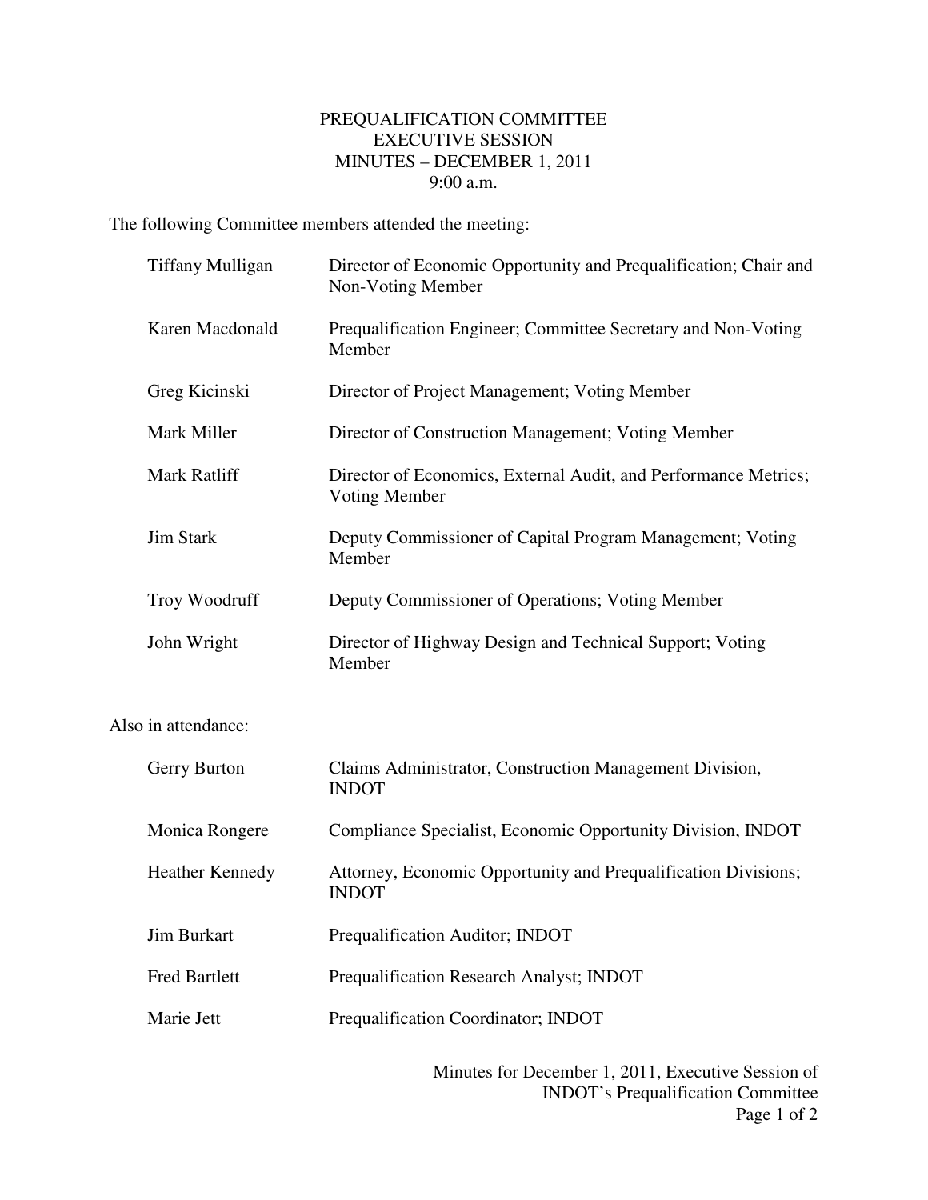# PREQUALIFICATION COMMITTEE
## EXECUTIVE SESSION
## MINUTES – DECEMBER 1, 2011
## 9:00 a.m.

The following Committee members attended the meeting:

| | |
|---|---|
| Tiffany Mulligan | Director of Economic Opportunity and Prequalification; Chair and Non-Voting Member |
| Karen Macdonald | Prequalification Engineer; Committee Secretary and Non-Voting Member |
| Greg Kicinski | Director of Project Management; Voting Member |
| Mark Miller | Director of Construction Management; Voting Member |
| Mark Ratliff | Director of Economics, External Audit, and Performance Metrics; Voting Member |
| Jim Stark | Deputy Commissioner of Capital Program Management; Voting Member |
| Troy Woodruff | Deputy Commissioner of Operations; Voting Member |
| John Wright | Director of Highway Design and Technical Support; Voting Member |

Also in attendance:

| | |
|---|---|
| Gerry Burton | Claims Administrator, Construction Management Division, INDOT |
| Monica Rongere | Compliance Specialist, Economic Opportunity Division, INDOT |
| Heather Kennedy | Attorney, Economic Opportunity and Prequalification Divisions; INDOT |
| Jim Burkart | Prequalification Auditor; INDOT |
| Fred Bartlett | Prequalification Research Analyst; INDOT |
| Marie Jett | Prequalification Coordinator; INDOT |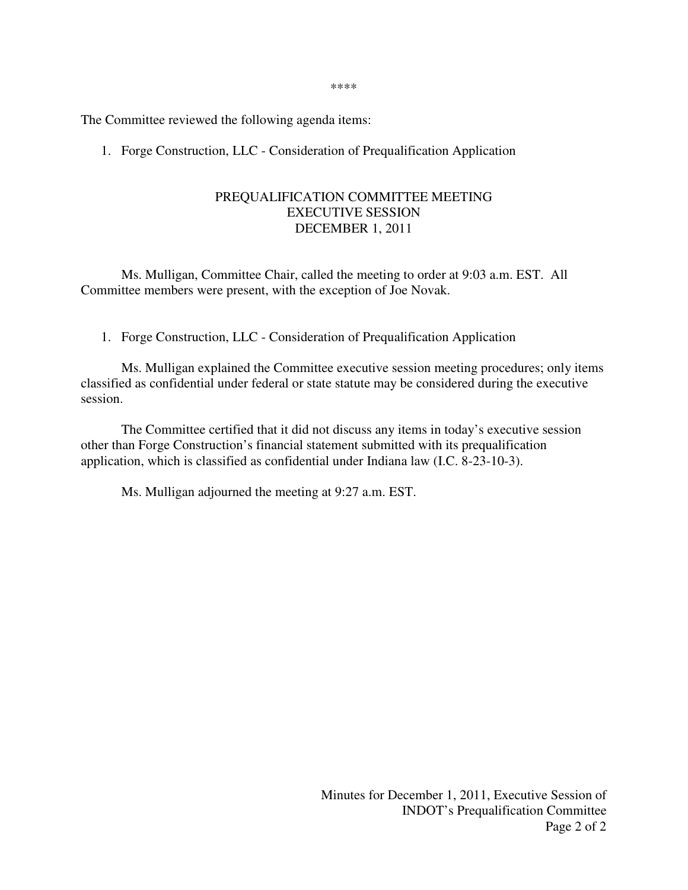\*\*\*\*

The Committee reviewed the following agenda items:

1. Forge Construction, LLC - Consideration of Prequalification Application

## PREQUALIFICATION COMMITTEE MEETING
## EXECUTIVE SESSION
## DECEMBER 1, 2011

Ms. Mulligan, Committee Chair, called the meeting to order at 9:03 a.m. EST. All Committee members were present, with the exception of Joe Novak.

1. Forge Construction, LLC - Consideration of Prequalification Application

Ms. Mulligan explained the Committee executive session meeting procedures; only items classified as confidential under federal or state statute may be considered during the executive session.

The Committee certified that it did not discuss any items in today's executive session other than Forge Construction's financial statement submitted with its prequalification application, which is classified as confidential under Indiana law (I.C. 8-23-10-3).

Ms. Mulligan adjourned the meeting at 9:27 a.m. EST.

Minutes for December 1, 2011, Executive Session of INDOT's Prequalification Committee